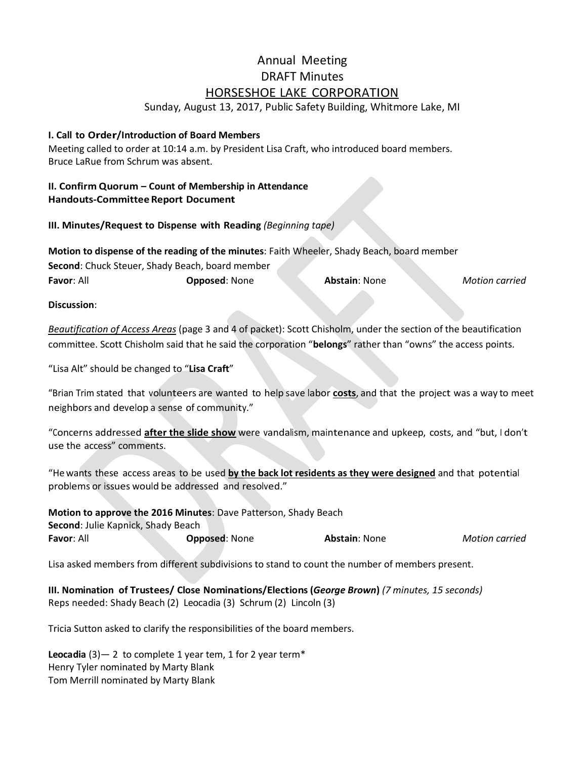# Annual Meeting
## DRAFT Minutes
## HORSESHOE LAKE CORPORATION

Sunday, August 13, 2017, Public Safety Building, Whitmore Lake, MI

**I. Call to Order/Introduction of Board Members**
Meeting called to order at 10:14 a.m. by President Lisa Craft, who introduced board members.
Bruce LaRue from Schrum was absent.

**II. Confirm Quorum – Count of Membership in Attendance**
**Handouts-Committee Report Document**

**III. Minutes/Request to Dispense with Reading** *(Beginning tape)*

**Motion to dispense of the reading of the minutes**: Faith Wheeler, Shady Beach, board member
**Second**: Chuck Steuer, Shady Beach, board member
**Favor**: All **Opposed**: None **Abstain**: None *Motion carried*

**Discussion**:

*Beautification of Access Areas* (page 3 and 4 of packet): Scott Chisholm, under the section of the beautification committee. Scott Chisholm said that he said the corporation "**belongs**" rather than "owns" the access points.

"Lisa Alt" should be changed to "**Lisa Craft**"

"Brian Trim stated that volunteers are wanted to help save labor **costs**, and that the project was a way to meet neighbors and develop a sense of community."

"Concerns addressed **after the slide show** were vandalism, maintenance and upkeep, costs, and "but, I don't use the access" comments.

"He wants these access areas to be used **by the back lot residents as they were designed** and that potential problems or issues would be addressed and resolved."

**Motion to approve the 2016 Minutes**: Dave Patterson, Shady Beach
**Second**: Julie Kapnick, Shady Beach
**Favor**: All **Opposed**: None **Abstain**: None *Motion carried*

Lisa asked members from different subdivisions to stand to count the number of members present.

**III. Nomination of Trustees/ Close Nominations/Elections (*George Brown*)** *(7 minutes, 15 seconds)*
Reps needed: Shady Beach (2) Leocadia (3) Schrum (2) Lincoln (3)

Tricia Sutton asked to clarify the responsibilities of the board members.

**Leocadia** (3)— 2 to complete 1 year tem, 1 for 2 year term*
Henry Tyler nominated by Marty Blank
Tom Merrill nominated by Marty Blank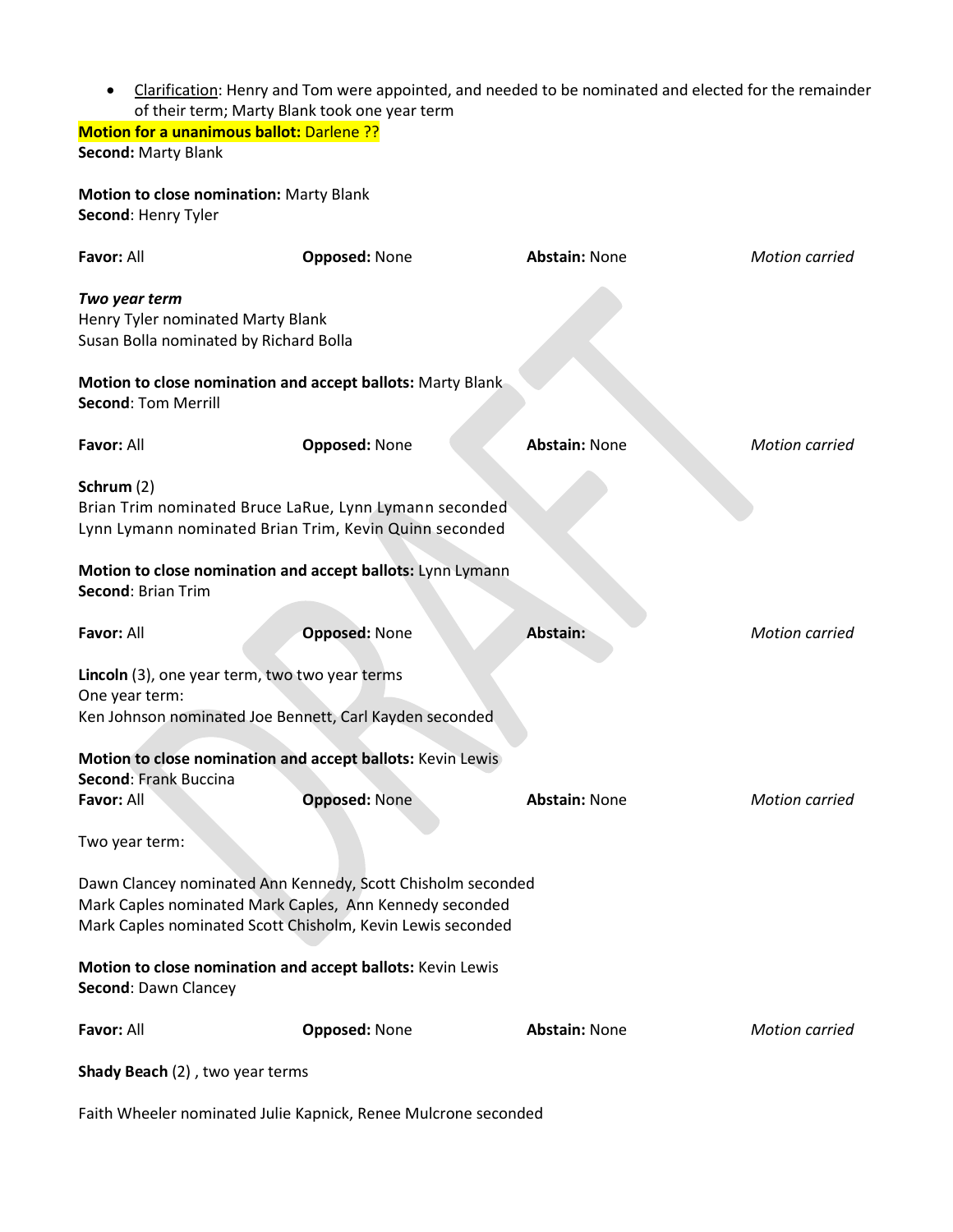- Clarification: Henry and Tom were appointed, and needed to be nominated and elected for the remainder of their term; Marty Blank took one year term

**Motion for a unanimous ballot:** Darlene ??
**Second:** Marty Blank

**Motion to close nomination:** Marty Blank
**Second**: Henry Tyler

| **Favor:** All | **Opposed:** None | **Abstain:** None | *Motion carried* |
|---|---|---|---|

***Two year term***
Henry Tyler nominated Marty Blank
Susan Bolla nominated by Richard Bolla

**Motion to close nomination and accept ballots:** Marty Blank
**Second**: Tom Merrill

| **Favor:** All | **Opposed:** None | **Abstain:** None | *Motion carried* |
|---|---|---|---|

**Schrum** (2)
Brian Trim nominated Bruce LaRue, Lynn Lymann seconded
Lynn Lymann nominated Brian Trim, Kevin Quinn seconded

**Motion to close nomination and accept ballots:** Lynn Lymann
**Second**: Brian Trim

| **Favor:** All | **Opposed:** None | **Abstain:** | *Motion carried* |
|---|---|---|---|

**Lincoln** (3), one year term, two two year terms
One year term:
Ken Johnson nominated Joe Bennett, Carl Kayden seconded

**Motion to close nomination and accept ballots:** Kevin Lewis
**Second**: Frank Buccina

| **Favor:** All | **Opposed:** None | **Abstain:** None | *Motion carried* |
|---|---|---|---|

Two year term:

Dawn Clancey nominated Ann Kennedy, Scott Chisholm seconded
Mark Caples nominated Mark Caples, Ann Kennedy seconded
Mark Caples nominated Scott Chisholm, Kevin Lewis seconded

**Motion to close nomination and accept ballots:** Kevin Lewis
**Second**: Dawn Clancey

| **Favor:** All | **Opposed:** None | **Abstain:** None | *Motion carried* |
|---|---|---|---|

**Shady Beach** (2) , two year terms

Faith Wheeler nominated Julie Kapnick, Renee Mulcrone seconded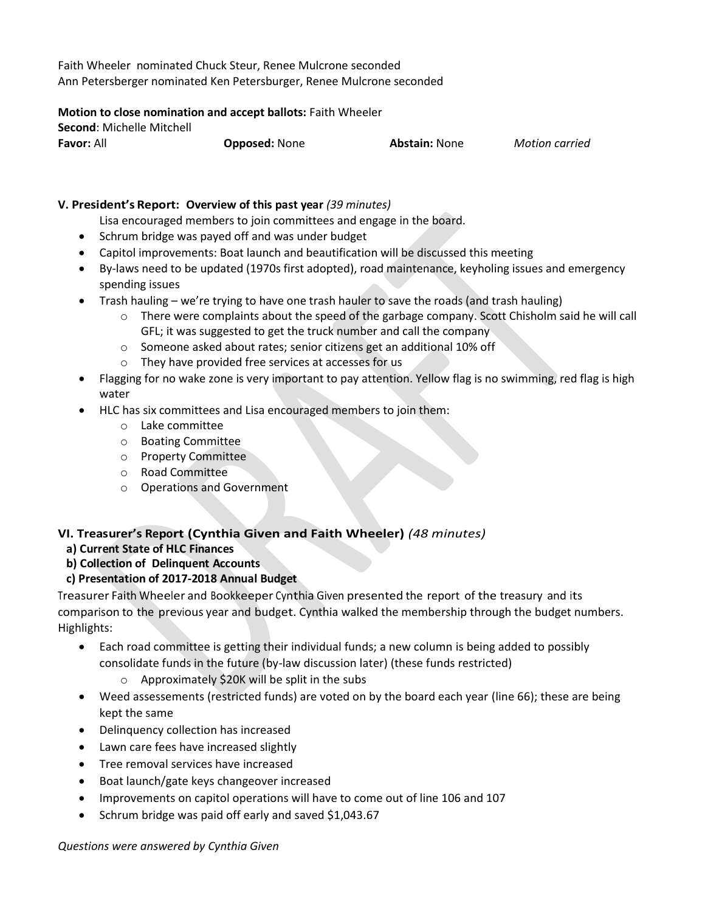Faith Wheeler nominated Chuck Steur, Renee Mulcrone seconded
Ann Petersberger nominated Ken Petersburger, Renee Mulcrone seconded

**Motion to close nomination and accept ballots:** Faith Wheeler
**Second**: Michelle Mitchell
**Favor:** All **Opposed:** None **Abstain:** None *Motion carried*

### V. President's Report: Overview of this past year *(39 minutes)*

Lisa encouraged members to join committees and engage in the board.

- Schrum bridge was payed off and was under budget
- Capitol improvements: Boat launch and beautification will be discussed this meeting
- By-laws need to be updated (1970s first adopted), road maintenance, keyholing issues and emergency spending issues
- Trash hauling – we're trying to have one trash hauler to save the roads (and trash hauling)
  - There were complaints about the speed of the garbage company. Scott Chisholm said he will call GFL; it was suggested to get the truck number and call the company
  - Someone asked about rates; senior citizens get an additional 10% off
  - They have provided free services at accesses for us
- Flagging for no wake zone is very important to pay attention. Yellow flag is no swimming, red flag is high water
- HLC has six committees and Lisa encouraged members to join them:
  - Lake committee
  - Boating Committee
  - Property Committee
  - Road Committee
  - Operations and Government

### VI. Treasurer's Report (Cynthia Given and Faith Wheeler) *(48 minutes)*

**a) Current State of HLC Finances**
**b) Collection of Delinquent Accounts**
**c) Presentation of 2017-2018 Annual Budget**

Treasurer Faith Wheeler and Bookkeeper Cynthia Given presented the report of the treasury and its comparison to the previous year and budget. Cynthia walked the membership through the budget numbers. Highlights:

- Each road committee is getting their individual funds; a new column is being added to possibly consolidate funds in the future (by-law discussion later) (these funds restricted)
  - Approximately $20K will be split in the subs
- Weed assessements (restricted funds) are voted on by the board each year (line 66); these are being kept the same
- Delinquency collection has increased
- Lawn care fees have increased slightly
- Tree removal services have increased
- Boat launch/gate keys changeover increased
- Improvements on capitol operations will have to come out of line 106 and 107
- Schrum bridge was paid off early and saved $1,043.67

*Questions were answered by Cynthia Given*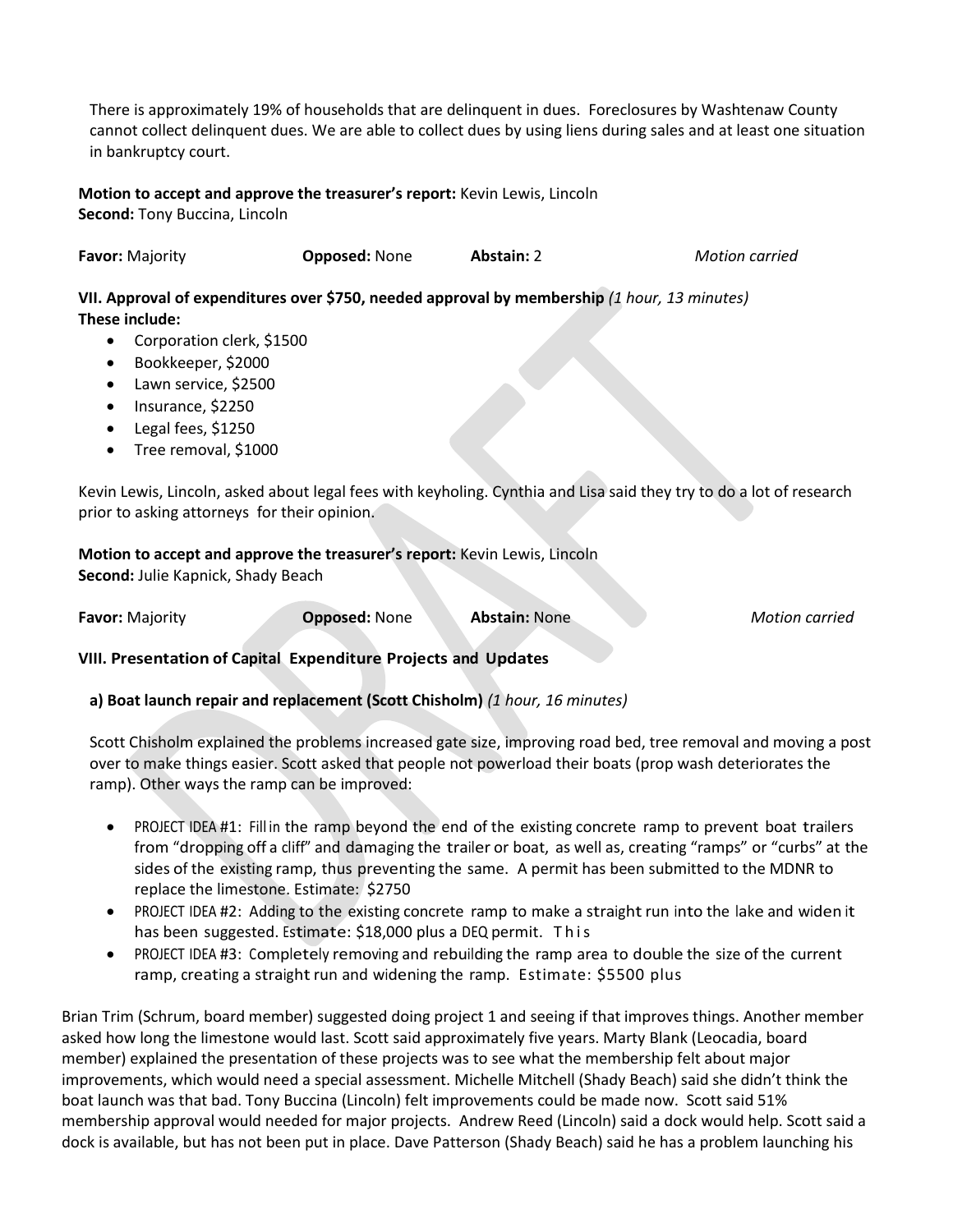There is approximately 19% of households that are delinquent in dues. Foreclosures by Washtenaw County cannot collect delinquent dues. We are able to collect dues by using liens during sales and at least one situation in bankruptcy court.

**Motion to accept and approve the treasurer's report:** Kevin Lewis, Lincoln
**Second:** Tony Buccina, Lincoln

**Favor:** Majority **Opposed:** None **Abstain:** 2 *Motion carried*

**VII. Approval of expenditures over $750, needed approval by membership** *(1 hour, 13 minutes)*
**These include:**

- Corporation clerk, $1500
- Bookkeeper, $2000
- Lawn service, $2500
- Insurance, $2250
- Legal fees, $1250
- Tree removal, $1000

Kevin Lewis, Lincoln, asked about legal fees with keyholing. Cynthia and Lisa said they try to do a lot of research prior to asking attorneys for their opinion.

**Motion to accept and approve the treasurer's report:** Kevin Lewis, Lincoln
**Second:** Julie Kapnick, Shady Beach

**Favor:** Majority **Opposed:** None **Abstain:** None *Motion carried*

**VIII. Presentation of Capital Expenditure Projects and Updates**

**a) Boat launch repair and replacement (Scott Chisholm)** *(1 hour, 16 minutes)*

Scott Chisholm explained the problems increased gate size, improving road bed, tree removal and moving a post over to make things easier. Scott asked that people not powerload their boats (prop wash deteriorates the ramp). Other ways the ramp can be improved:

- PROJECT IDEA #1: Fill in the ramp beyond the end of the existing concrete ramp to prevent boat trailers from "dropping off a cliff" and damaging the trailer or boat, as well as, creating "ramps" or "curbs" at the sides of the existing ramp, thus preventing the same. A permit has been submitted to the MDNR to replace the limestone. Estimate: $2750
- PROJECT IDEA #2: Adding to the existing concrete ramp to make a straight run into the lake and widen it has been suggested. Estimate: $18,000 plus a DEQ permit. This
- PROJECT IDEA #3: Completely removing and rebuilding the ramp area to double the size of the current ramp, creating a straight run and widening the ramp. Estimate: $5500 plus

Brian Trim (Schrum, board member) suggested doing project 1 and seeing if that improves things. Another member asked how long the limestone would last. Scott said approximately five years. Marty Blank (Leocadia, board member) explained the presentation of these projects was to see what the membership felt about major improvements, which would need a special assessment. Michelle Mitchell (Shady Beach) said she didn't think the boat launch was that bad. Tony Buccina (Lincoln) felt improvements could be made now. Scott said 51% membership approval would needed for major projects. Andrew Reed (Lincoln) said a dock would help. Scott said a dock is available, but has not been put in place. Dave Patterson (Shady Beach) said he has a problem launching his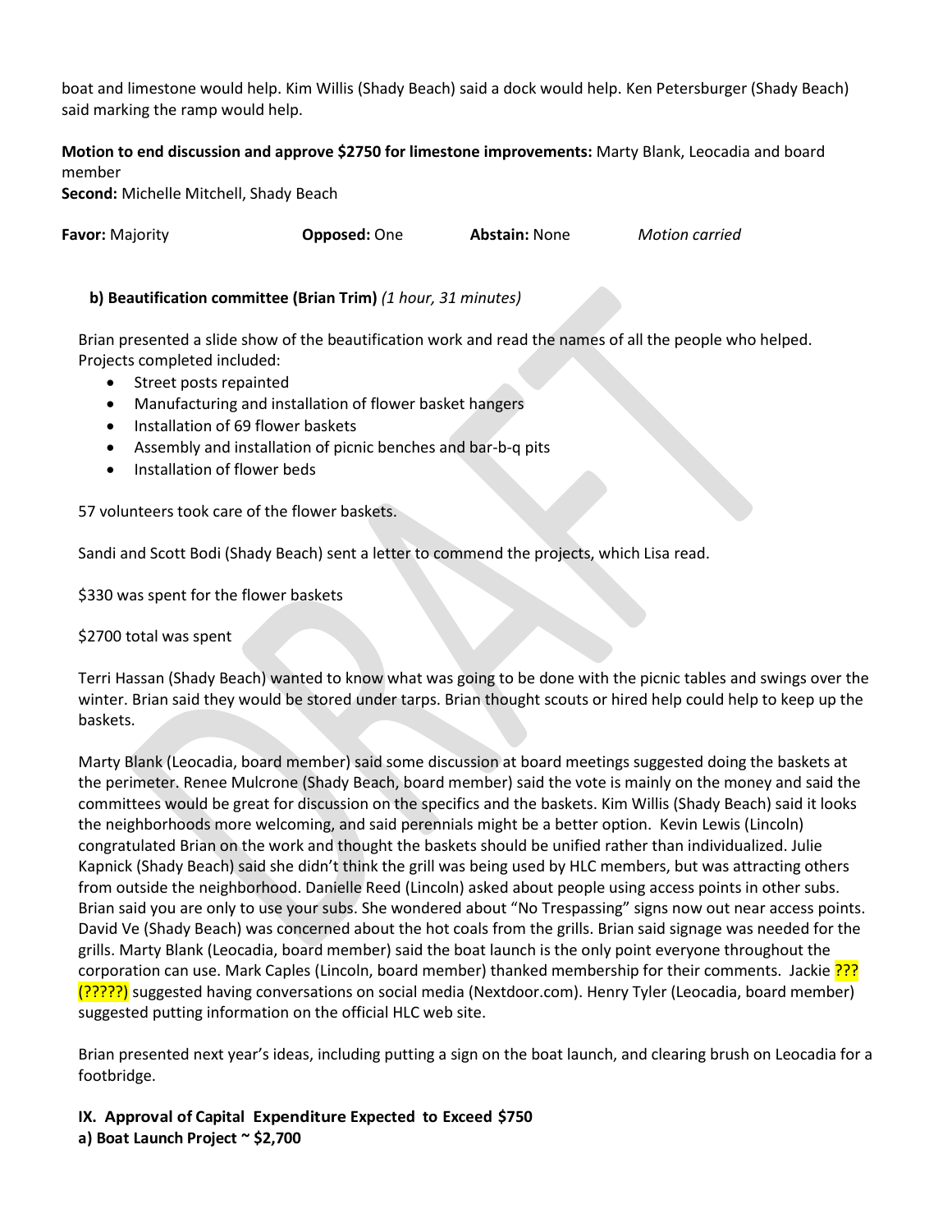boat and limestone would help. Kim Willis (Shady Beach) said a dock would help. Ken Petersburger (Shady Beach) said marking the ramp would help.

**Motion to end discussion and approve $2750 for limestone improvements:** Marty Blank, Leocadia and board member
**Second:** Michelle Mitchell, Shady Beach

**Favor:** Majority **Opposed:** One **Abstain:** None *Motion carried*

**b) Beautification committee (Brian Trim)** *(1 hour, 31 minutes)*

Brian presented a slide show of the beautification work and read the names of all the people who helped. Projects completed included:

- Street posts repainted
- Manufacturing and installation of flower basket hangers
- Installation of 69 flower baskets
- Assembly and installation of picnic benches and bar-b-q pits
- Installation of flower beds

57 volunteers took care of the flower baskets.

Sandi and Scott Bodi (Shady Beach) sent a letter to commend the projects, which Lisa read.

$330 was spent for the flower baskets

$2700 total was spent

Terri Hassan (Shady Beach) wanted to know what was going to be done with the picnic tables and swings over the winter. Brian said they would be stored under tarps. Brian thought scouts or hired help could help to keep up the baskets.

Marty Blank (Leocadia, board member) said some discussion at board meetings suggested doing the baskets at the perimeter. Renee Mulcrone (Shady Beach, board member) said the vote is mainly on the money and said the committees would be great for discussion on the specifics and the baskets. Kim Willis (Shady Beach) said it looks the neighborhoods more welcoming, and said perennials might be a better option. Kevin Lewis (Lincoln) congratulated Brian on the work and thought the baskets should be unified rather than individualized. Julie Kapnick (Shady Beach) said she didn't think the grill was being used by HLC members, but was attracting others from outside the neighborhood. Danielle Reed (Lincoln) asked about people using access points in other subs. Brian said you are only to use your subs. She wondered about "No Trespassing" signs now out near access points. David Ve (Shady Beach) was concerned about the hot coals from the grills. Brian said signage was needed for the grills. Marty Blank (Leocadia, board member) said the boat launch is the only point everyone throughout the corporation can use. Mark Caples (Lincoln, board member) thanked membership for their comments. Jackie ??? (?????) suggested having conversations on social media (Nextdoor.com). Henry Tyler (Leocadia, board member) suggested putting information on the official HLC web site.

Brian presented next year's ideas, including putting a sign on the boat launch, and clearing brush on Leocadia for a footbridge.

**IX. Approval of Capital Expenditure Expected to Exceed $750**
**a) Boat Launch Project ~ $2,700**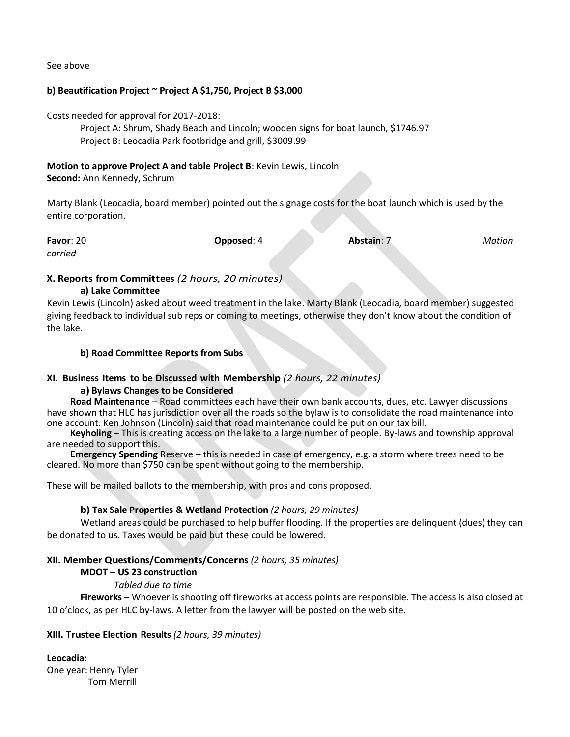See above

**b) Beautification Project ~ Project A $1,750, Project B $3,000**

Costs needed for approval for 2017-2018:

Project A: Shrum, Shady Beach and Lincoln; wooden signs for boat launch, $1746.97
Project B: Leocadia Park footbridge and grill, $3009.99

**Motion to approve Project A and table Project B**: Kevin Lewis, Lincoln
**Second:** Ann Kennedy, Schrum

Marty Blank (Leocadia, board member) pointed out the signage costs for the boat launch which is used by the entire corporation.

**Favor**: 20 **Opposed**: 4 **Abstain**: 7 *Motion carried*

## X. Reports from Committees *(2 hours, 20 minutes)*

**a) Lake Committee**

Kevin Lewis (Lincoln) asked about weed treatment in the lake. Marty Blank (Leocadia, board member) suggested giving feedback to individual sub reps or coming to meetings, otherwise they don't know about the condition of the lake.

**b) Road Committee Reports from Subs**

## XI. Business Items to be Discussed with Membership *(2 hours, 22 minutes)*

**a) Bylaws Changes to be Considered**

**Road Maintenance** – Road committees each have their own bank accounts, dues, etc. Lawyer discussions have shown that HLC has jurisdiction over all the roads so the bylaw is to consolidate the road maintenance into one account. Ken Johnson (Lincoln) said that road maintenance could be put on our tax bill.

**Keyholing –** This is creating access on the lake to a large number of people. By-laws and township approval are needed to support this.

**Emergency Spending** Reserve – this is needed in case of emergency, e.g. a storm where trees need to be cleared. No more than $750 can be spent without going to the membership.

These will be mailed ballots to the membership, with pros and cons proposed.

**b) Tax Sale Properties & Wetland Protection** *(2 hours, 29 minutes)*

Wetland areas could be purchased to help buffer flooding. If the properties are delinquent (dues) they can be donated to us. Taxes would be paid but these could be lowered.

## XII. Member Questions/Comments/Concerns *(2 hours, 35 minutes)*

**MDOT – US 23 construction**

*Tabled due to time*

**Fireworks –** Whoever is shooting off fireworks at access points are responsible. The access is also closed at 10 o'clock, as per HLC by-laws. A letter from the lawyer will be posted on the web site.

## XIII. Trustee Election Results *(2 hours, 39 minutes)*

**Leocadia:**
One year: Henry Tyler
Tom Merrill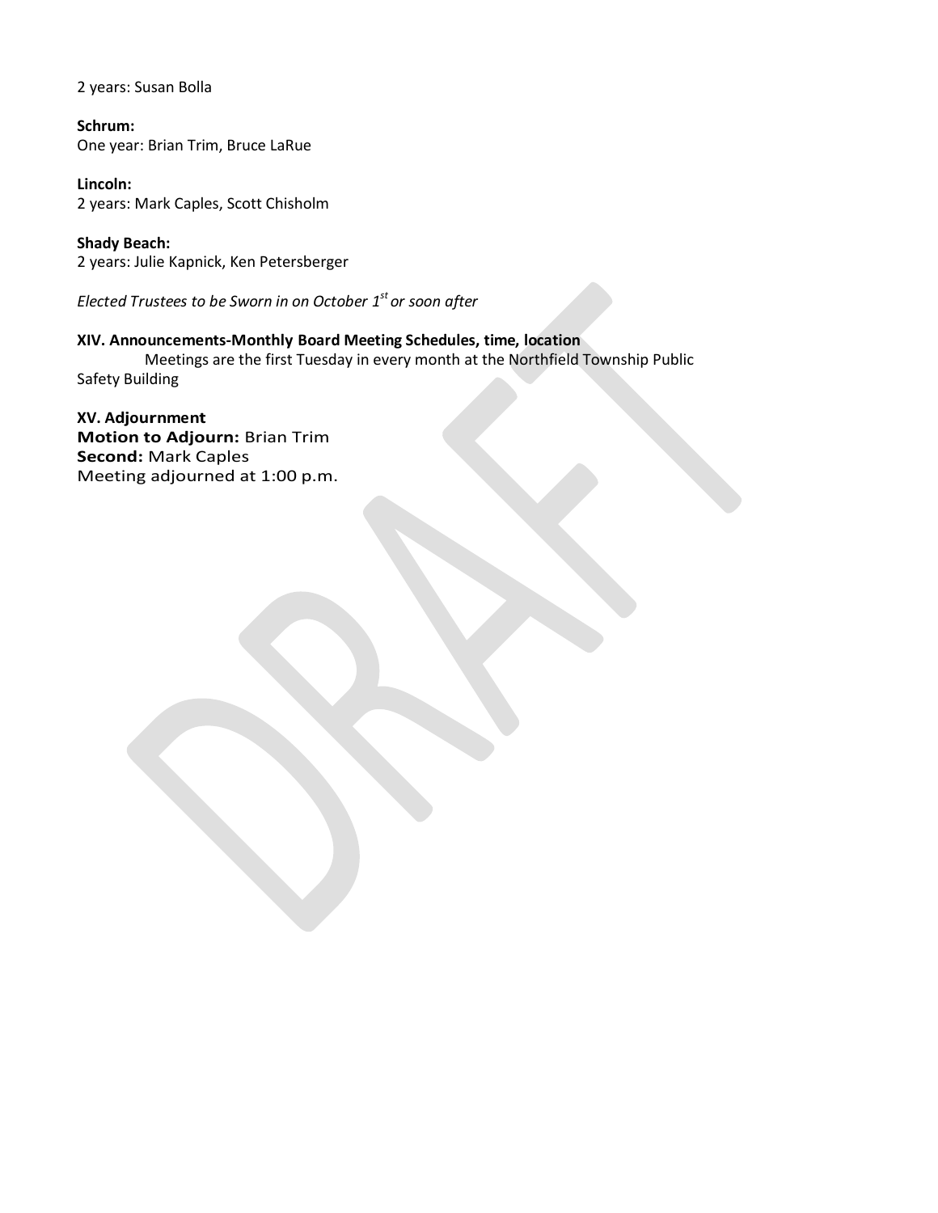2 years: Susan Bolla

**Schrum:**
One year: Brian Trim, Bruce LaRue

**Lincoln:**
2 years: Mark Caples, Scott Chisholm

**Shady Beach:**
2 years: Julie Kapnick, Ken Petersberger

*Elected Trustees to be Sworn in on October 1st or soon after*

**XIV. Announcements-Monthly Board Meeting Schedules, time, location**

Meetings are the first Tuesday in every month at the Northfield Township Public Safety Building

**XV. Adjournment**
**Motion to Adjourn:** Brian Trim
**Second:** Mark Caples
Meeting adjourned at 1:00 p.m.